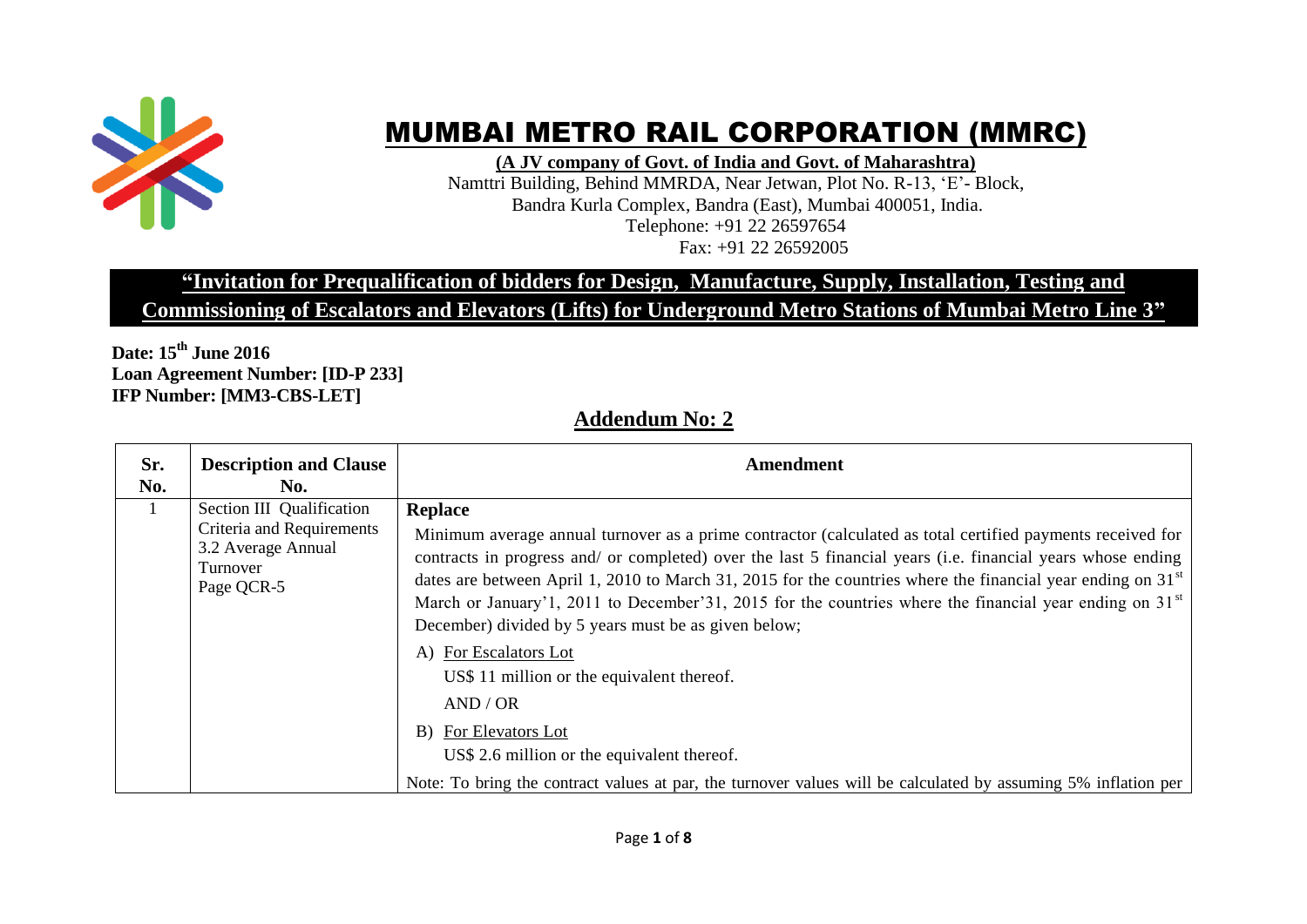# MUMBAI METRO RAIL CORPORATION (MMRC)

**(A JV company of Govt. of India and Govt. of Maharashtra)**
Namttri Building, Behind MMRDA, Near Jetwan, Plot No. R-13, 'E'- Block,
Bandra Kurla Complex, Bandra (East), Mumbai 400051, India.
Telephone: +91 22 26597654
Fax: +91 22 26592005

## "Invitation for Prequalification of bidders for Design, Manufacture, Supply, Installation, Testing and Commissioning of Escalators and Elevators (Lifts) for Underground Metro Stations of Mumbai Metro Line 3"

**Date: 15th June 2016**
**Loan Agreement Number: [ID-P 233]**
**IFP Number: [MM3-CBS-LET]**

## Addendum No: 2

| Sr. No. | Description and Clause No. | Amendment |
|---|---|---|
| 1 | Section III Qualification Criteria and Requirements 3.2 Average Annual Turnover Page QCR-5 | **Replace**<br>Minimum average annual turnover as a prime contractor (calculated as total certified payments received for contracts in progress and/ or completed) over the last 5 financial years (i.e. financial years whose ending dates are between April 1, 2010 to March 31, 2015 for the countries where the financial year ending on 31st March or January'1, 2011 to December'31, 2015 for the countries where the financial year ending on 31st December) divided by 5 years must be as given below;<br>A) For Escalators Lot<br>US$ 11 million or the equivalent thereof.<br>AND / OR<br>B) For Elevators Lot<br>US$ 2.6 million or the equivalent thereof.<br>Note: To bring the contract values at par, the turnover values will be calculated by assuming 5% inflation per |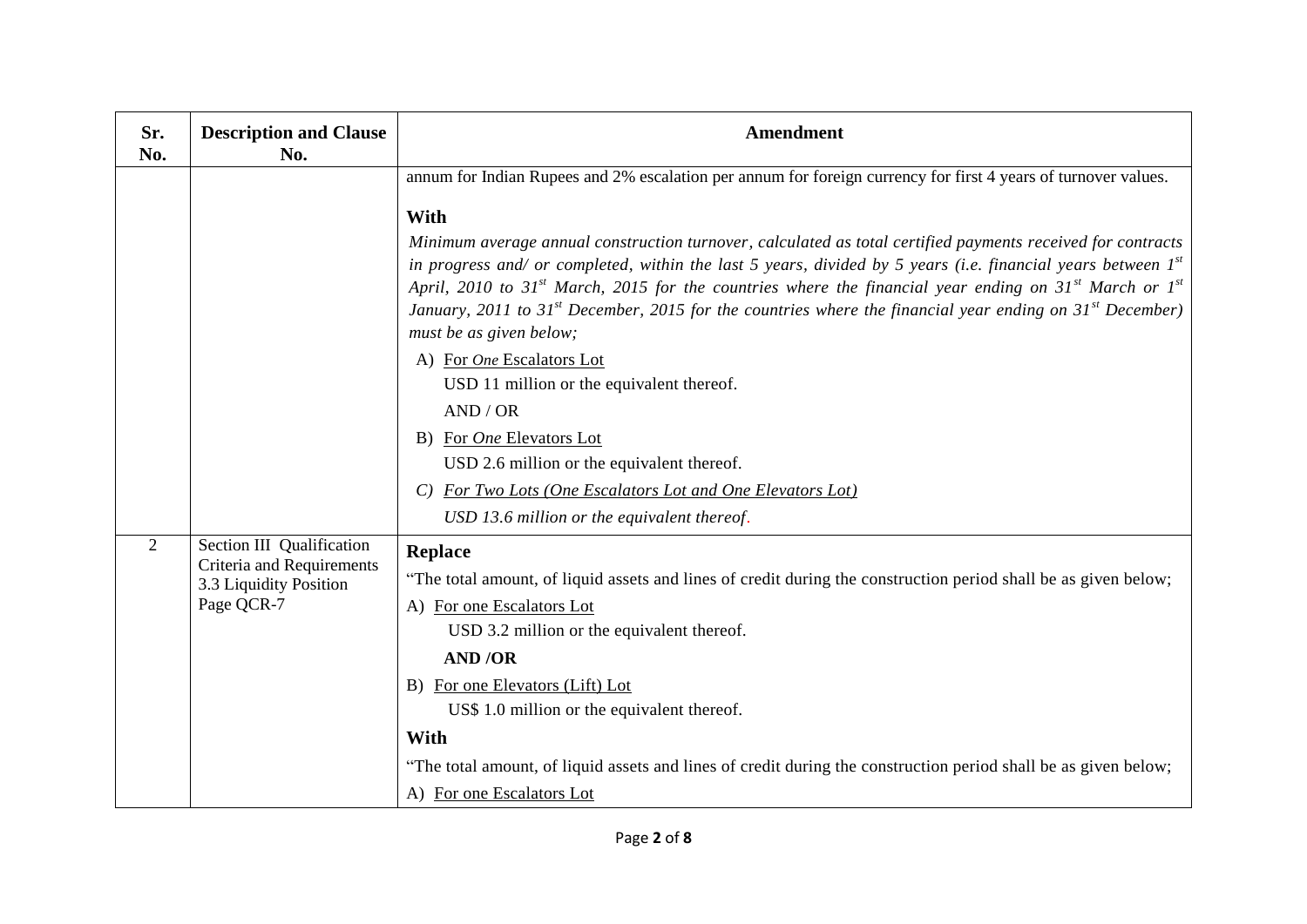| Sr. No. | Description and Clause No. | Amendment |
|---|---|---|
| | | annum for Indian Rupees and 2% escalation per annum for foreign currency for first 4 years of turnover values.<br><br>**With**<br>*Minimum average annual construction turnover, calculated as total certified payments received for contracts in progress and/ or completed, within the last 5 years, divided by 5 years (i.e. financial years between 1st April, 2010 to 31st March, 2015 for the countries where the financial year ending on 31st March or 1st January, 2011 to 31st December, 2015 for the countries where the financial year ending on 31st December) must be as given below;*<br>A) For *One* Escalators Lot<br>USD 11 million or the equivalent thereof.<br>AND / OR<br>B) For *One* Elevators Lot<br>USD 2.6 million or the equivalent thereof.<br>*C) For Two Lots (One Escalators Lot and One Elevators Lot)*<br>*USD 13.6 million or the equivalent thereof.* |
| 2 | Section III Qualification Criteria and Requirements 3.3 Liquidity Position Page QCR-7 | **Replace**<br>"The total amount, of liquid assets and lines of credit during the construction period shall be as given below;<br>A) For one Escalators Lot<br>USD 3.2 million or the equivalent thereof.<br>**AND /OR**<br>B) For one Elevators (Lift) Lot<br>US$ 1.0 million or the equivalent thereof.<br>**With**<br>"The total amount, of liquid assets and lines of credit during the construction period shall be as given below;<br>A) For one Escalators Lot |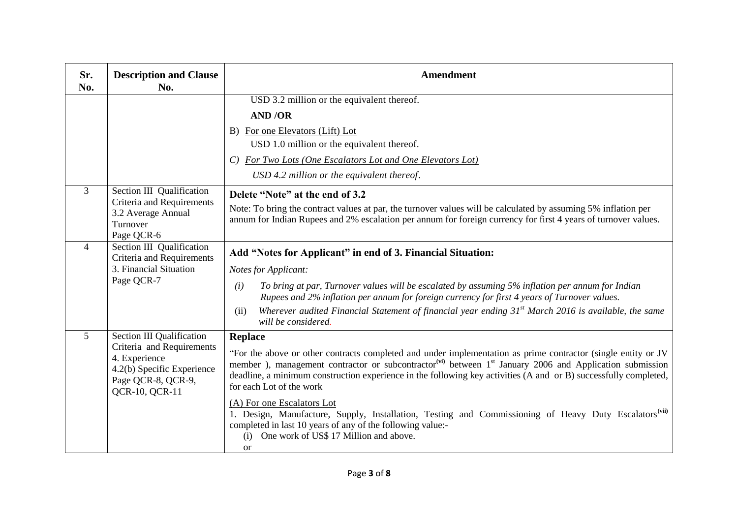| Sr. No. | Description and Clause No. | Amendment |
|---|---|---|
| | | USD 3.2 million or the equivalent thereof.<br>**AND /OR**<br>B) <u>For one Elevators (Lift) Lot</u><br>USD 1.0 million or the equivalent thereof.<br>*C) <u>For Two Lots (One Escalators Lot and One Elevators Lot)</u>*<br>*USD 4.2 million or the equivalent thereof*. |
| 3 | Section III Qualification Criteria and Requirements<br>3.2 Average Annual Turnover<br>Page QCR-6 | **Delete "Note" at the end of 3.2**<br>Note: To bring the contract values at par, the turnover values will be calculated by assuming 5% inflation per annum for Indian Rupees and 2% escalation per annum for foreign currency for first 4 years of turnover values. |
| 4 | Section III Qualification Criteria and Requirements<br>3. Financial Situation<br>Page QCR-7 | **Add "Notes for Applicant" in end of 3. Financial Situation:**<br>*Notes for Applicant:*<br>*(i) To bring at par, Turnover values will be escalated by assuming 5% inflation per annum for Indian Rupees and 2% inflation per annum for foreign currency for first 4 years of Turnover values.*<br>(ii) *Wherever audited Financial Statement of financial year ending 31st March 2016 is available, the same will be considered.* |
| 5 | Section III Qualification Criteria and Requirements<br>4. Experience<br>4.2(b) Specific Experience<br>Page QCR-8, QCR-9, QCR-10, QCR-11 | **Replace**<br>"For the above or other contracts completed and under implementation as prime contractor (single entity or JV member ), management contractor or subcontractor(vi) between 1st January 2006 and Application submission deadline, a minimum construction experience in the following key activities (A and or B) successfully completed, for each Lot of the work<br><u>(A) For one Escalators Lot</u><br>1. Design, Manufacture, Supply, Installation, Testing and Commissioning of Heavy Duty Escalators(vii) completed in last 10 years of any of the following value:-<br>(i) One work of US$ 17 Million and above.<br>or |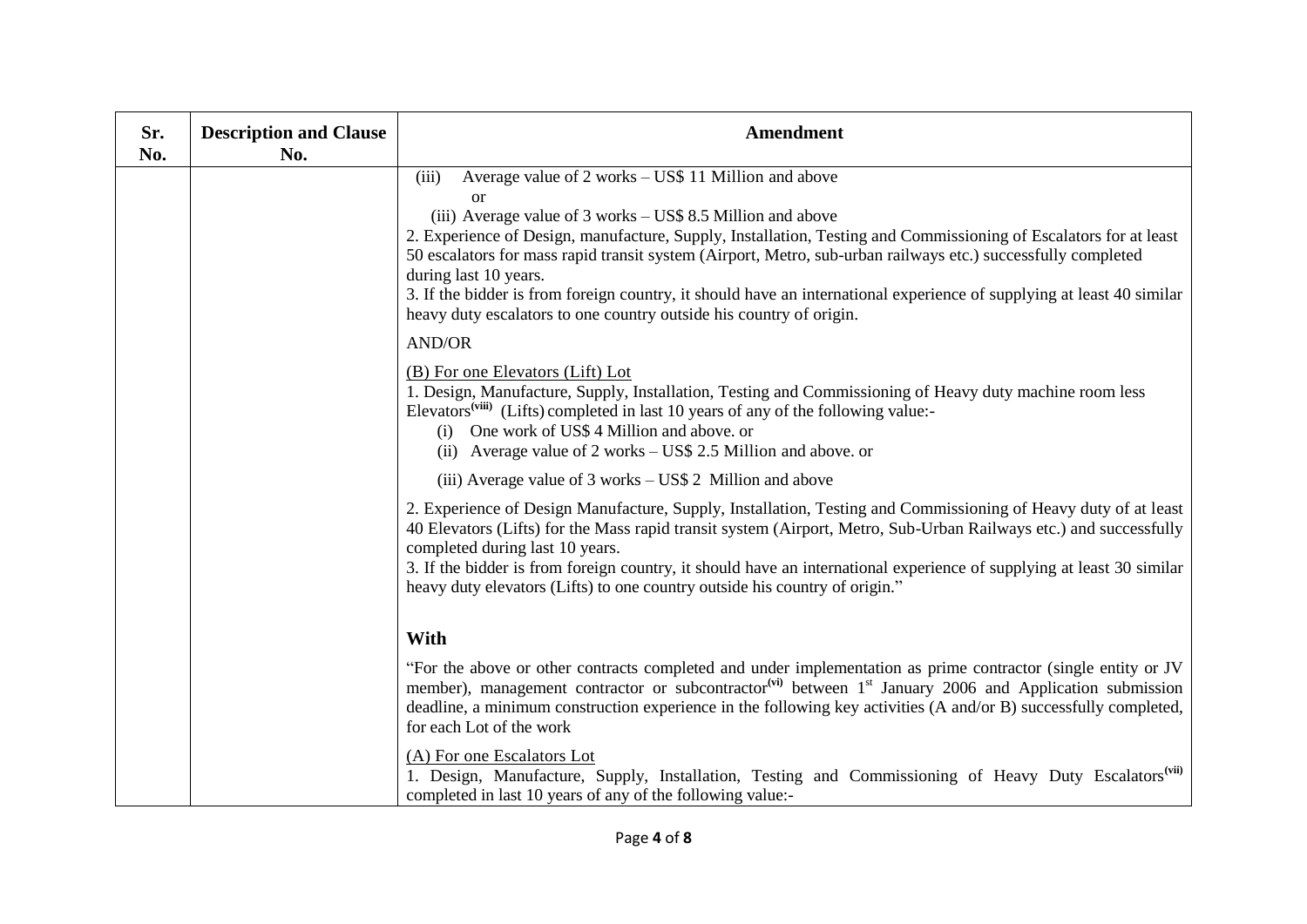| Sr. No. | Description and Clause No. | Amendment |
|---|---|---|
| | | (iii) Average value of 2 works – US$ 11 Million and above<br>or<br>(iii) Average value of 3 works – US$ 8.5 Million and above<br>2. Experience of Design, manufacture, Supply, Installation, Testing and Commissioning of Escalators for at least 50 escalators for mass rapid transit system (Airport, Metro, sub-urban railways etc.) successfully completed during last 10 years.<br>3. If the bidder is from foreign country, it should have an international experience of supplying at least 40 similar heavy duty escalators to one country outside his country of origin.<br><br>AND/OR<br><br><u>(B) For one Elevators (Lift) Lot</u><br>1. Design, Manufacture, Supply, Installation, Testing and Commissioning of Heavy duty machine room less Elevators[(viii)] (Lifts) completed in last 10 years of any of the following value:-<br>(i) One work of US$ 4 Million and above. or<br>(ii) Average value of 2 works – US$ 2.5 Million and above. or<br>(iii) Average value of 3 works – US$ 2 Million and above<br><br>2. Experience of Design Manufacture, Supply, Installation, Testing and Commissioning of Heavy duty of at least 40 Elevators (Lifts) for the Mass rapid transit system (Airport, Metro, Sub-Urban Railways etc.) and successfully completed during last 10 years.<br>3. If the bidder is from foreign country, it should have an international experience of supplying at least 30 similar heavy duty elevators (Lifts) to one country outside his country of origin."<br><br>**With**<br><br>"For the above or other contracts completed and under implementation as prime contractor (single entity or JV member), management contractor or subcontractor[(vi)] between 1st January 2006 and Application submission deadline, a minimum construction experience in the following key activities (A and/or B) successfully completed, for each Lot of the work<br><br><u>(A) For one Escalators Lot</u><br>1. Design, Manufacture, Supply, Installation, Testing and Commissioning of Heavy Duty Escalators[(vii)] completed in last 10 years of any of the following value:- |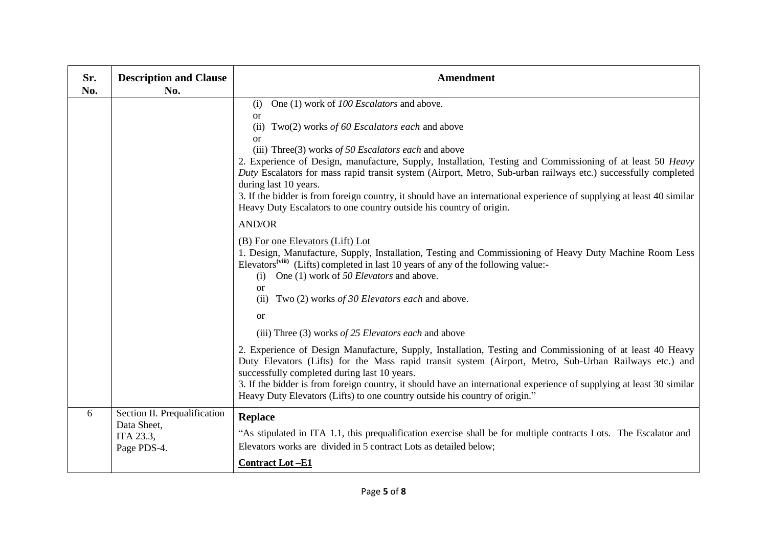| Sr. No. | Description and Clause No. | Amendment |
|---|---|---|
| | | (i) One (1) work of *100 Escalators* and above.<br>or<br>(ii) Two(2) works *of 60 Escalators each* and above<br>or<br>(iii) Three(3) works *of 50 Escalators each* and above<br>2. Experience of Design, manufacture, Supply, Installation, Testing and Commissioning of at least 50 *Heavy Duty* Escalators for mass rapid transit system (Airport, Metro, Sub-urban railways etc.) successfully completed during last 10 years.<br>3. If the bidder is from foreign country, it should have an international experience of supplying at least 40 similar Heavy Duty Escalators to one country outside his country of origin.<br>AND/OR<br>(B) For one Elevators (Lift) Lot<br>1. Design, Manufacture, Supply, Installation, Testing and Commissioning of Heavy Duty Machine Room Less Elevators[(viii)] (Lifts) completed in last 10 years of any of the following value:-<br>(i) One (1) work of *50 Elevators* and above.<br>or<br>(ii) Two (2) works *of 30 Elevators each* and above.<br>or<br>(iii) Three (3) works *of 25 Elevators each* and above<br>2. Experience of Design Manufacture, Supply, Installation, Testing and Commissioning of at least 40 Heavy Duty Elevators (Lifts) for the Mass rapid transit system (Airport, Metro, Sub-Urban Railways etc.) and successfully completed during last 10 years.<br>3. If the bidder is from foreign country, it should have an international experience of supplying at least 30 similar Heavy Duty Elevators (Lifts) to one country outside his country of origin." |
| 6 | Section II. Prequalification Data Sheet, ITA 23.3, Page PDS-4. | **Replace**<br>"As stipulated in ITA 1.1, this prequalification exercise shall be for multiple contracts Lots. The Escalator and Elevators works are divided in 5 contract Lots as detailed below;<br>**Contract Lot –E1** |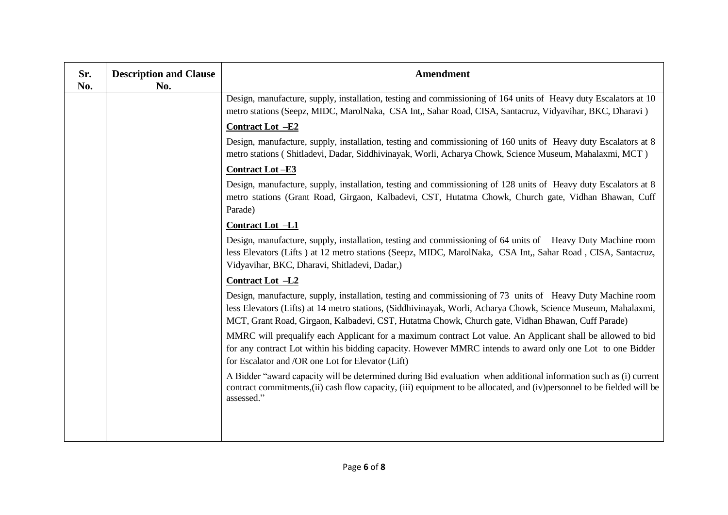| Sr. No. | Description and Clause No. | Amendment |
|---|---|---|
| | | Design, manufacture, supply, installation, testing and commissioning of 164 units of Heavy duty Escalators at 10 metro stations (Seepz, MIDC, MarolNaka, CSA Int,, Sahar Road, CISA, Santacruz, Vidyavihar, BKC, Dharavi )<br><br>**<u>Contract Lot –E2</u>**<br><br>Design, manufacture, supply, installation, testing and commissioning of 160 units of Heavy duty Escalators at 8 metro stations ( Shitladevi, Dadar, Siddhivinayak, Worli, Acharya Chowk, Science Museum, Mahalaxmi, MCT )<br><br>**<u>Contract Lot –E3</u>**<br><br>Design, manufacture, supply, installation, testing and commissioning of 128 units of Heavy duty Escalators at 8 metro stations (Grant Road, Girgaon, Kalbadevi, CST, Hutatma Chowk, Church gate, Vidhan Bhawan, Cuff Parade)<br><br>**<u>Contract Lot –L1</u>**<br><br>Design, manufacture, supply, installation, testing and commissioning of 64 units of Heavy Duty Machine room less Elevators (Lifts ) at 12 metro stations (Seepz, MIDC, MarolNaka, CSA Int,, Sahar Road , CISA, Santacruz, Vidyavihar, BKC, Dharavi, Shitladevi, Dadar,)<br><br>**<u>Contract Lot –L2</u>**<br><br>Design, manufacture, supply, installation, testing and commissioning of 73 units of Heavy Duty Machine room less Elevators (Lifts) at 14 metro stations, (Siddhivinayak, Worli, Acharya Chowk, Science Museum, Mahalaxmi, MCT, Grant Road, Girgaon, Kalbadevi, CST, Hutatma Chowk, Church gate, Vidhan Bhawan, Cuff Parade)<br><br>MMRC will prequalify each Applicant for a maximum contract Lot value. An Applicant shall be allowed to bid for any contract Lot within his bidding capacity. However MMRC intends to award only one Lot to one Bidder for Escalator and /OR one Lot for Elevator (Lift)<br><br>A Bidder "award capacity will be determined during Bid evaluation when additional information such as (i) current contract commitments,(ii) cash flow capacity, (iii) equipment to be allocated, and (iv)personnel to be fielded will be assessed." |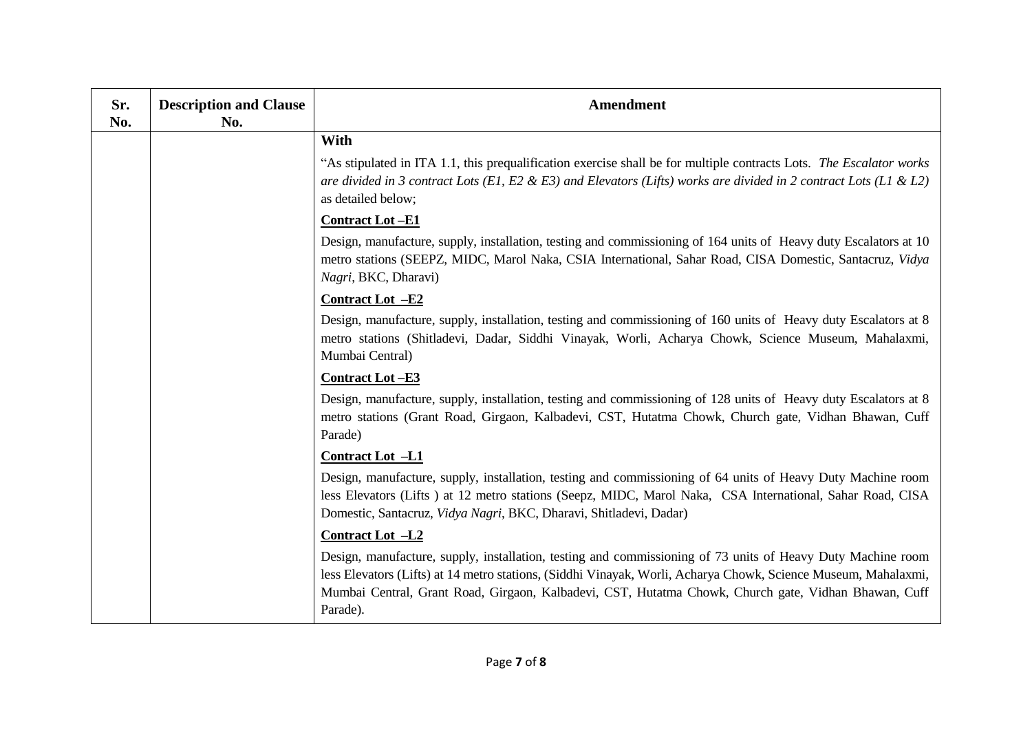| Sr. No. | Description and Clause No. | Amendment |
|---|---|---|
| | | **With**<br><br>"As stipulated in ITA 1.1, this prequalification exercise shall be for multiple contracts Lots. *The Escalator works are divided in 3 contract Lots (E1, E2 & E3) and Elevators (Lifts) works are divided in 2 contract Lots (L1 & L2)* as detailed below;<br><br>**Contract Lot –E1**<br><br>Design, manufacture, supply, installation, testing and commissioning of 164 units of Heavy duty Escalators at 10 metro stations (SEEPZ, MIDC, Marol Naka, CSIA International, Sahar Road, CISA Domestic, Santacruz, *Vidya Nagri*, BKC, Dharavi)<br><br>**Contract Lot –E2**<br><br>Design, manufacture, supply, installation, testing and commissioning of 160 units of Heavy duty Escalators at 8 metro stations (Shitladevi, Dadar, Siddhi Vinayak, Worli, Acharya Chowk, Science Museum, Mahalaxmi, Mumbai Central)<br><br>**Contract Lot –E3**<br><br>Design, manufacture, supply, installation, testing and commissioning of 128 units of Heavy duty Escalators at 8 metro stations (Grant Road, Girgaon, Kalbadevi, CST, Hutatma Chowk, Church gate, Vidhan Bhawan, Cuff Parade)<br><br>**Contract Lot –L1**<br><br>Design, manufacture, supply, installation, testing and commissioning of 64 units of Heavy Duty Machine room less Elevators (Lifts ) at 12 metro stations (Seepz, MIDC, Marol Naka, CSA International, Sahar Road, CISA Domestic, Santacruz, *Vidya Nagri*, BKC, Dharavi, Shitladevi, Dadar)<br><br>**Contract Lot –L2**<br><br>Design, manufacture, supply, installation, testing and commissioning of 73 units of Heavy Duty Machine room less Elevators (Lifts) at 14 metro stations, (Siddhi Vinayak, Worli, Acharya Chowk, Science Museum, Mahalaxmi, Mumbai Central, Grant Road, Girgaon, Kalbadevi, CST, Hutatma Chowk, Church gate, Vidhan Bhawan, Cuff Parade). |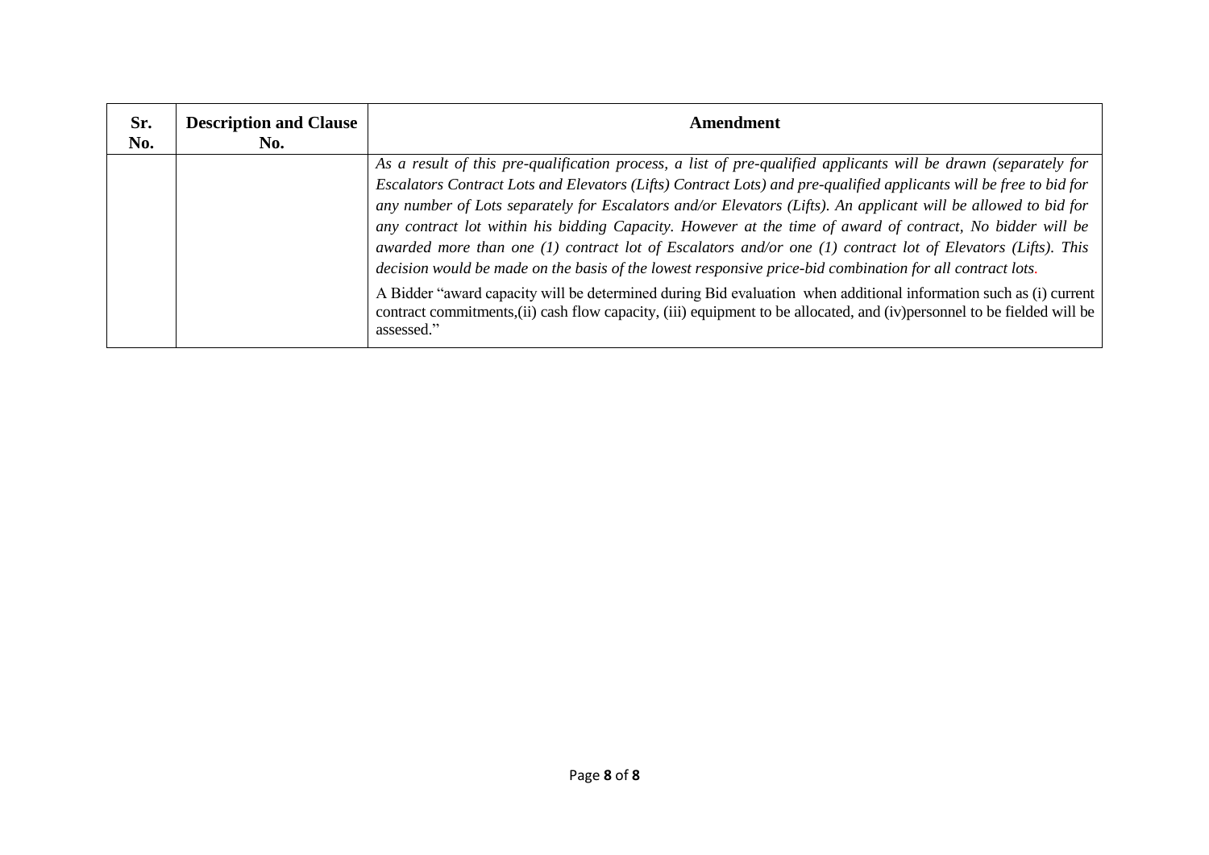| Sr. No. | Description and Clause No. | Amendment |
|---|---|---|
| | | *As a result of this pre-qualification process, a list of pre-qualified applicants will be drawn (separately for Escalators Contract Lots and Elevators (Lifts) Contract Lots) and pre-qualified applicants will be free to bid for any number of Lots separately for Escalators and/or Elevators (Lifts). An applicant will be allowed to bid for any contract lot within his bidding Capacity. However at the time of award of contract, No bidder will be awarded more than one (1) contract lot of Escalators and/or one (1) contract lot of Elevators (Lifts). This decision would be made on the basis of the lowest responsive price-bid combination for all contract lots.*<br><br>A Bidder "award capacity will be determined during Bid evaluation when additional information such as (i) current contract commitments,(ii) cash flow capacity, (iii) equipment to be allocated, and (iv)personnel to be fielded will be assessed." |